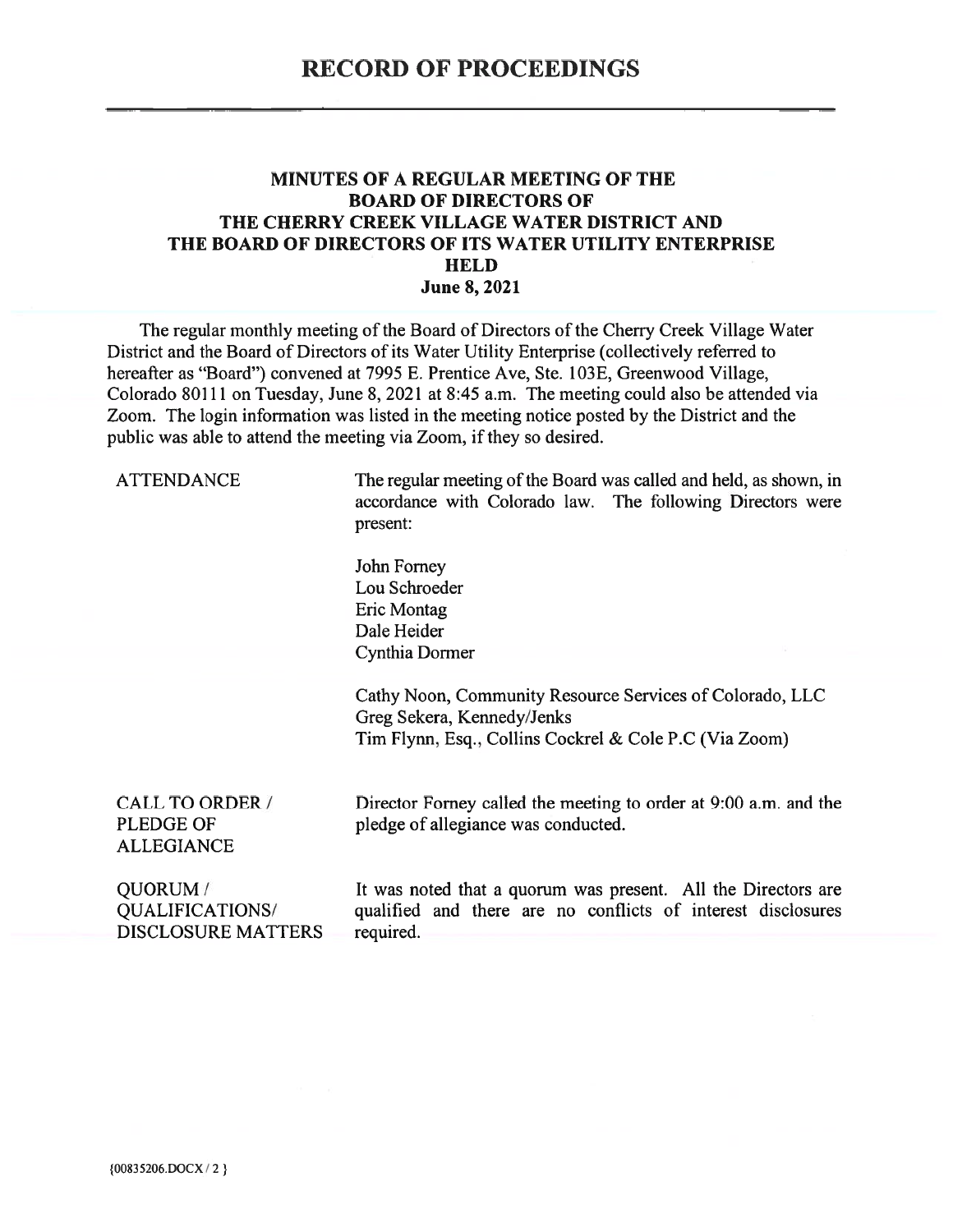# RECORD OF PROCEEDINGS

## MINUTES OF A REGULAR MEETING OF THE BOARD OF DIRECTORS OF THE CHERRY CREEK VILLAGE WATER DISTRICT AND THE BOARD OF DIRECTORS OF ITS WATER UTILITY ENTERPRISE HELD June 8, 2021

The regular monthly meeting of the Board of Directors of the Cherry Creek Village Water District and the Board of Directors of its Water Utility Enterprise (collectively referred to hereafter as "Board") convened at 7995 E. Prentice Ave, Ste. 103E, Greenwood Village, Colorado 80111 on Tuesday, June 8, 2021 at 8:45 a.m. The meeting could also be attended via Zoom. The login information was listed in the meeting notice posted by the District and the public was able to attend the meeting via Zoom, if they so desired.

**ATTENDANCE**

The regular meeting of the Board was called and held, as shown, in accordance with Colorado law. The following Directors were present:

John Forney
Lou Schroeder
Eric Montag
Dale Heider
Cynthia Dormer

Cathy Noon, Community Resource Services of Colorado, LLC
Greg Sekera, Kennedy/Jenks
Tim Flynn, Esq., Collins Cockrel & Cole P.C (Via Zoom)

**CALL TO ORDER / PLEDGE OF ALLEGIANCE**

Director Forney called the meeting to order at 9:00 a.m. and the pledge of allegiance was conducted.

**QUORUM / QUALIFICATIONS/ DISCLOSURE MATTERS**

It was noted that a quorum was present. All the Directors are qualified and there are no conflicts of interest disclosures required.

{00835206.DOCX / 2 }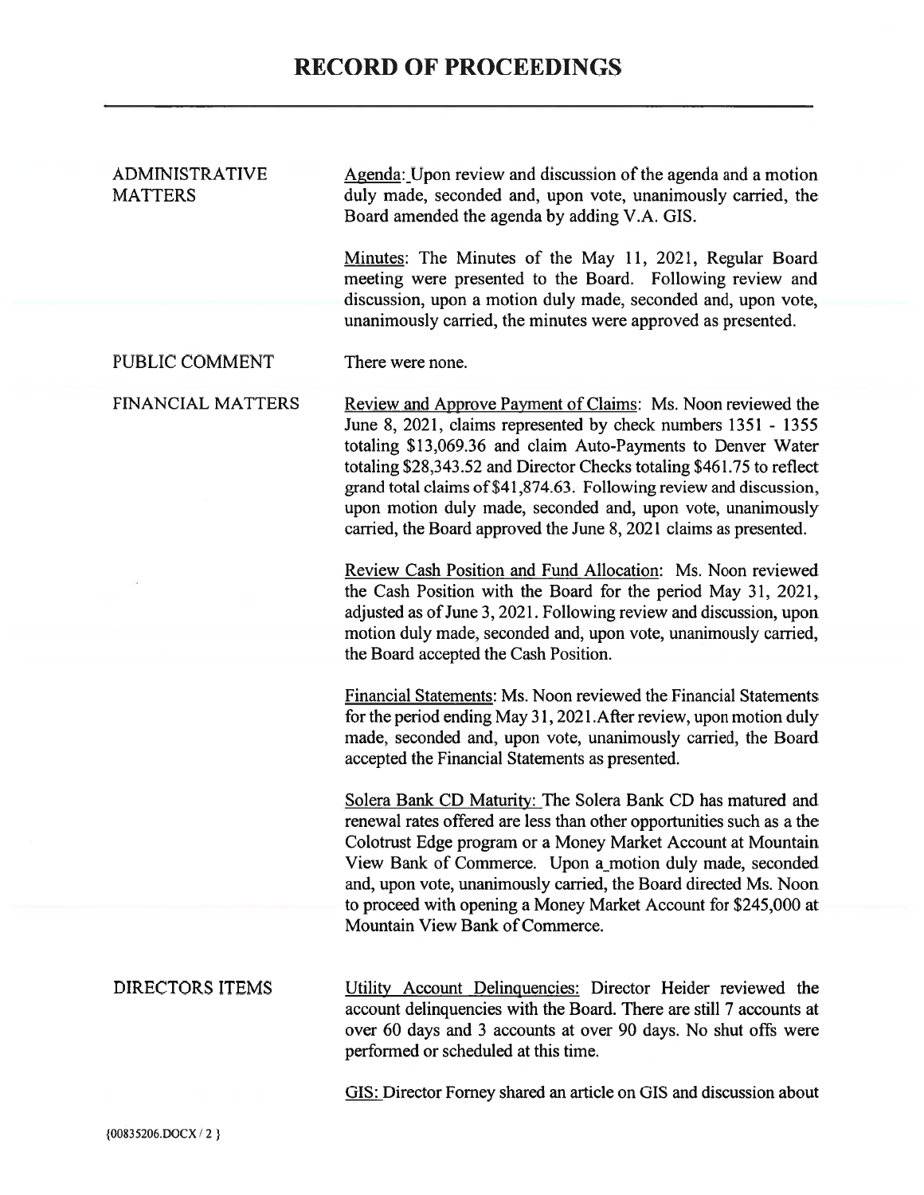# RECORD OF PROCEEDINGS

**ADMINISTRATIVE MATTERS**

Agenda: Upon review and discussion of the agenda and a motion duly made, seconded and, upon vote, unanimously carried, the Board amended the agenda by adding V.A. GIS.

Minutes: The Minutes of the May 11, 2021, Regular Board meeting were presented to the Board. Following review and discussion, upon a motion duly made, seconded and, upon vote, unanimously carried, the minutes were approved as presented.

**PUBLIC COMMENT**

There were none.

**FINANCIAL MATTERS**

Review and Approve Payment of Claims: Ms. Noon reviewed the June 8, 2021, claims represented by check numbers 1351 - 1355 totaling $13,069.36 and claim Auto-Payments to Denver Water totaling $28,343.52 and Director Checks totaling $461.75 to reflect grand total claims of $41,874.63. Following review and discussion, upon motion duly made, seconded and, upon vote, unanimously carried, the Board approved the June 8, 2021 claims as presented.

Review Cash Position and Fund Allocation: Ms. Noon reviewed the Cash Position with the Board for the period May 31, 2021, adjusted as of June 3, 2021. Following review and discussion, upon motion duly made, seconded and, upon vote, unanimously carried, the Board accepted the Cash Position.

Financial Statements: Ms. Noon reviewed the Financial Statements for the period ending May 31, 2021.After review, upon motion duly made, seconded and, upon vote, unanimously carried, the Board accepted the Financial Statements as presented.

Solera Bank CD Maturity: The Solera Bank CD has matured and renewal rates offered are less than other opportunities such as a the Colotrust Edge program or a Money Market Account at Mountain View Bank of Commerce. Upon a motion duly made, seconded and, upon vote, unanimously carried, the Board directed Ms. Noon to proceed with opening a Money Market Account for $245,000 at Mountain View Bank of Commerce.

**DIRECTORS ITEMS**

Utility Account Delinquencies: Director Heider reviewed the account delinquencies with the Board. There are still 7 accounts at over 60 days and 3 accounts at over 90 days. No shut offs were performed or scheduled at this time.

GIS: Director Forney shared an article on GIS and discussion about

{00835206.DOCX / 2 }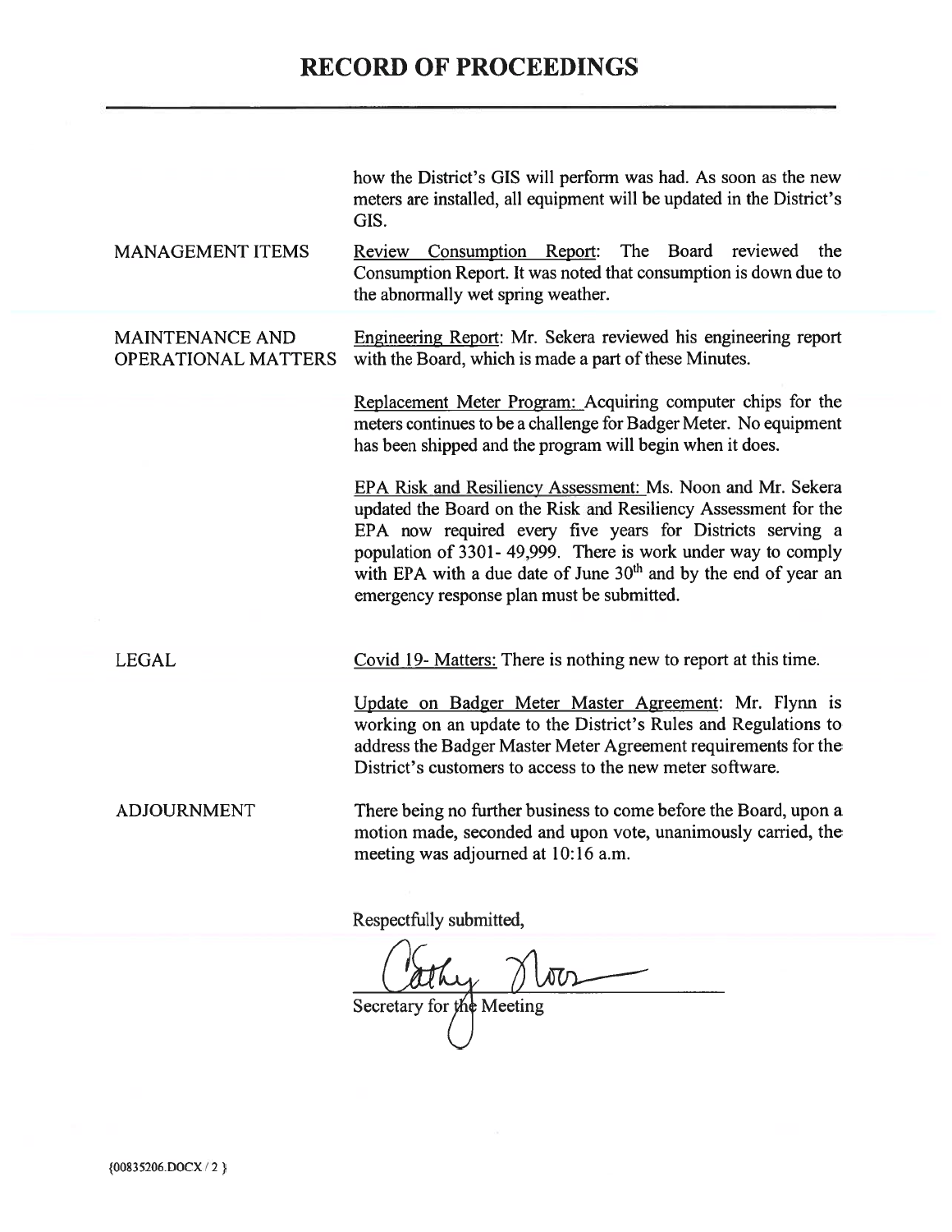# RECORD OF PROCEEDINGS

how the District's GIS will perform was had. As soon as the new meters are installed, all equipment will be updated in the District's GIS.

**MANAGEMENT ITEMS**

Review Consumption Report: The Board reviewed the Consumption Report. It was noted that consumption is down due to the abnormally wet spring weather.

**MAINTENANCE AND OPERATIONAL MATTERS**

Engineering Report: Mr. Sekera reviewed his engineering report with the Board, which is made a part of these Minutes.

Replacement Meter Program: Acquiring computer chips for the meters continues to be a challenge for Badger Meter. No equipment has been shipped and the program will begin when it does.

EPA Risk and Resiliency Assessment: Ms. Noon and Mr. Sekera updated the Board on the Risk and Resiliency Assessment for the EPA now required every five years for Districts serving a population of 3301- 49,999. There is work under way to comply with EPA with a due date of June 30th and by the end of year an emergency response plan must be submitted.

**LEGAL**

Covid 19- Matters: There is nothing new to report at this time.

Update on Badger Meter Master Agreement: Mr. Flynn is working on an update to the District's Rules and Regulations to address the Badger Master Meter Agreement requirements for the District's customers to access to the new meter software.

**ADJOURNMENT**

There being no further business to come before the Board, upon a motion made, seconded and upon vote, unanimously carried, the meeting was adjourned at 10:16 a.m.

Respectfully submitted,

Cathy Noon

Secretary for the Meeting

{00835206.DOCX / 2 }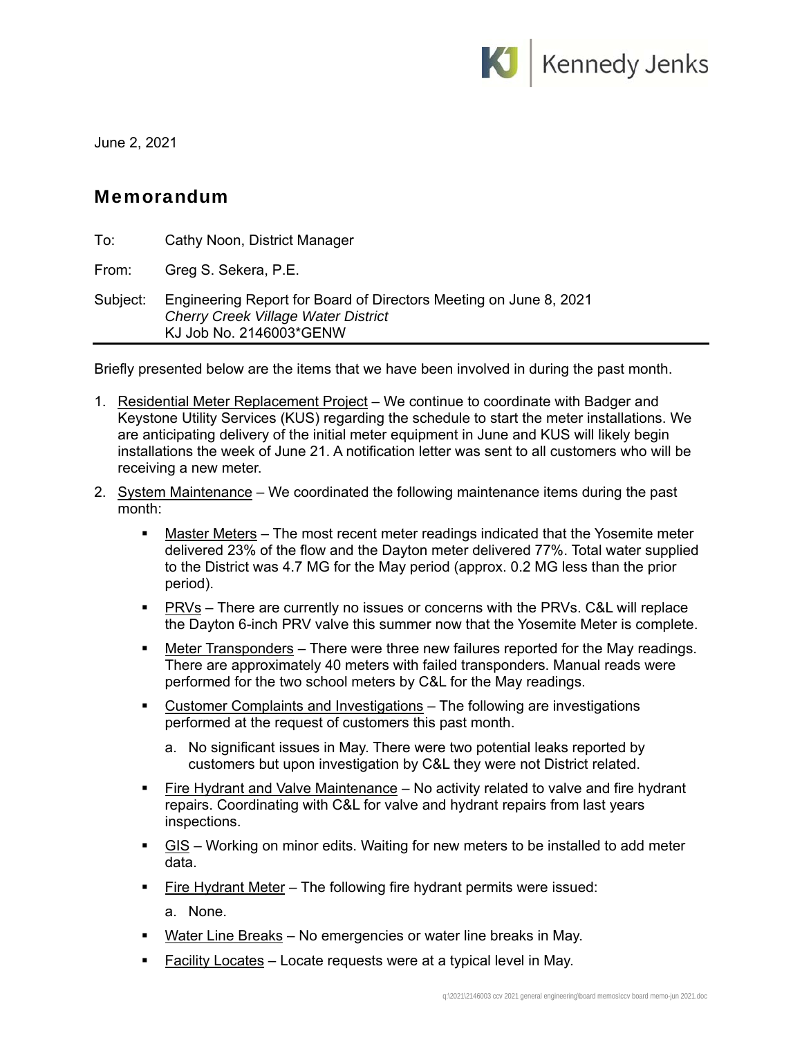June 2, 2021

## Memorandum

To: Cathy Noon, District Manager

From: Greg S. Sekera, P.E.

Subject: Engineering Report for Board of Directors Meeting on June 8, 2021
*Cherry Creek Village Water District*
KJ Job No. 2146003*GENW

Briefly presented below are the items that we have been involved in during the past month.

1. Residential Meter Replacement Project – We continue to coordinate with Badger and Keystone Utility Services (KUS) regarding the schedule to start the meter installations. We are anticipating delivery of the initial meter equipment in June and KUS will likely begin installations the week of June 21. A notification letter was sent to all customers who will be receiving a new meter.

2. System Maintenance – We coordinated the following maintenance items during the past month:

   - Master Meters – The most recent meter readings indicated that the Yosemite meter delivered 23% of the flow and the Dayton meter delivered 77%. Total water supplied to the District was 4.7 MG for the May period (approx. 0.2 MG less than the prior period).
   - PRVs – There are currently no issues or concerns with the PRVs. C&L will replace the Dayton 6-inch PRV valve this summer now that the Yosemite Meter is complete.
   - Meter Transponders – There were three new failures reported for the May readings. There are approximately 40 meters with failed transponders. Manual reads were performed for the two school meters by C&L for the May readings.
   - Customer Complaints and Investigations – The following are investigations performed at the request of customers this past month.
     a. No significant issues in May. There were two potential leaks reported by customers but upon investigation by C&L they were not District related.
   - Fire Hydrant and Valve Maintenance – No activity related to valve and fire hydrant repairs. Coordinating with C&L for valve and hydrant repairs from last years inspections.
   - GIS – Working on minor edits. Waiting for new meters to be installed to add meter data.
   - Fire Hydrant Meter – The following fire hydrant permits were issued:
     a. None.
   - Water Line Breaks – No emergencies or water line breaks in May.
   - Facility Locates – Locate requests were at a typical level in May.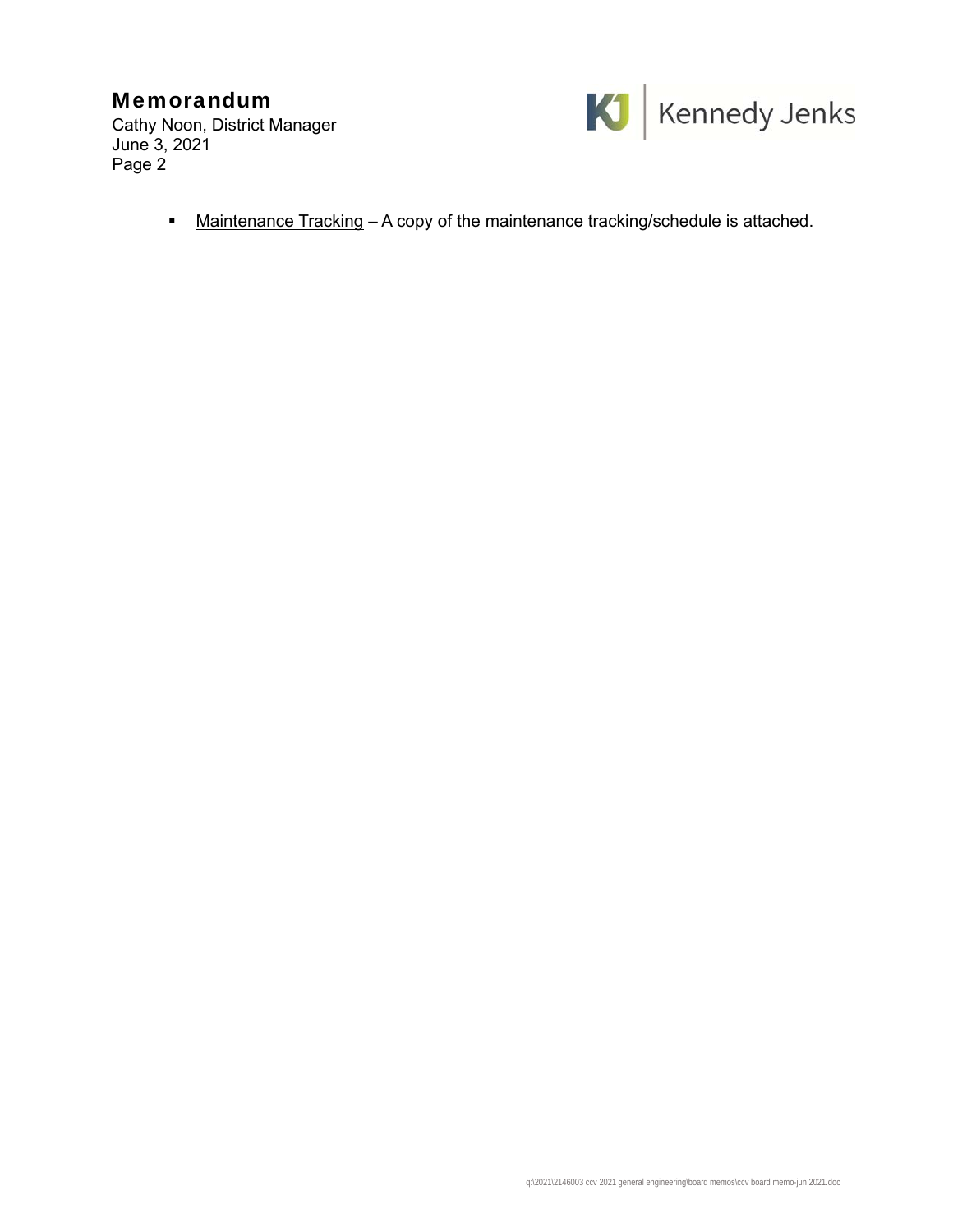- Maintenance Tracking – A copy of the maintenance tracking/schedule is attached.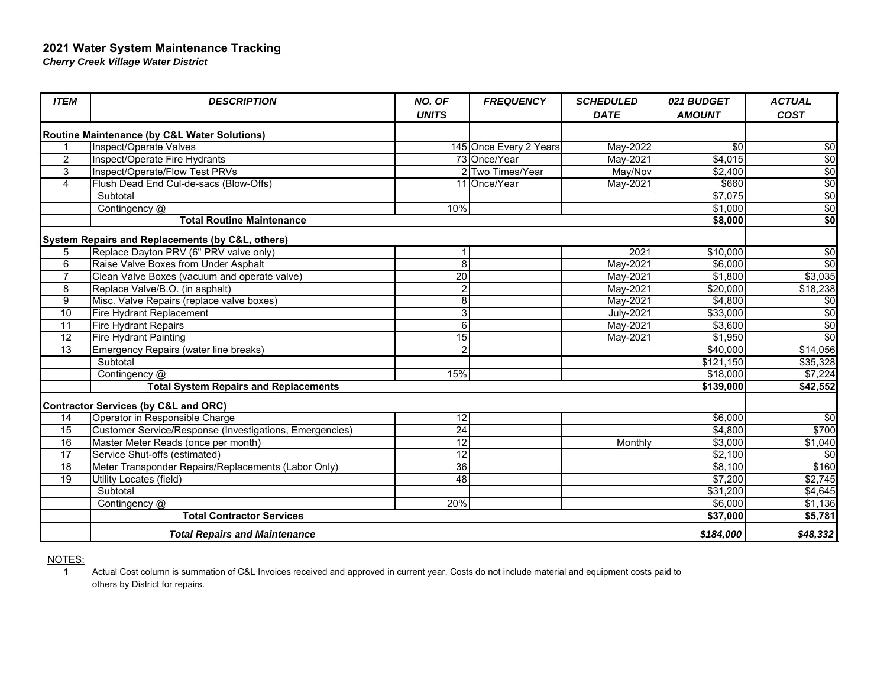**2021 Water System Maintenance Tracking**

***Cherry Creek Village Water District***

| *ITEM* | *DESCRIPTION* | *NO. OF UNITS* | *FREQUENCY* | *SCHEDULED DATE* | *021 BUDGET AMOUNT* | *ACTUAL COST* |
|---|---|---|---|---|---|---|
| **Routine Maintenance (by C&L Water Solutions)** | | | | | | |
| 1 | Inspect/Operate Valves | 145 | Once Every 2 Years | May-2022 | $0 | $0 |
| 2 | Inspect/Operate Fire Hydrants | 73 | Once/Year | May-2021 | $4,015 | $0 |
| 3 | Inspect/Operate/Flow Test PRVs | 2 | Two Times/Year | May/Nov | $2,400 | $0 |
| 4 | Flush Dead End Cul-de-sacs (Blow-Offs) | 11 | Once/Year | May-2021 | $660 | $0 |
| | Subtotal | | | | $7,075 | $0 |
| | Contingency @ | 10% | | | $1,000 | $0 |
| | **Total Routine Maintenance** | | | | **$8,000** | **$0** |
| **System Repairs and Replacements (by C&L, others)** | | | | | | |
| 5 | Replace Dayton PRV (6" PRV valve only) | 1 | | 2021 | $10,000 | $0 |
| 6 | Raise Valve Boxes from Under Asphalt | 8 | | May-2021 | $6,000 | $0 |
| 7 | Clean Valve Boxes (vacuum and operate valve) | 20 | | May-2021 | $1,800 | $3,035 |
| 8 | Replace Valve/B.O. (in asphalt) | 2 | | May-2021 | $20,000 | $18,238 |
| 9 | Misc. Valve Repairs (replace valve boxes) | 8 | | May-2021 | $4,800 | $0 |
| 10 | Fire Hydrant Replacement | 3 | | July-2021 | $33,000 | $0 |
| 11 | Fire Hydrant Repairs | 6 | | May-2021 | $3,600 | $0 |
| 12 | Fire Hydrant Painting | 15 | | May-2021 | $1,950 | $0 |
| 13 | Emergency Repairs (water line breaks) | 2 | | | $40,000 | $14,056 |
| | Subtotal | | | | $121,150 | $35,328 |
| | Contingency @ | 15% | | | $18,000 | $7,224 |
| | **Total System Repairs and Replacements** | | | | **$139,000** | **$42,552** |
| **Contractor Services (by C&L and ORC)** | | | | | | |
| 14 | Operator in Responsible Charge | 12 | | | $6,000 | $0 |
| 15 | Customer Service/Response (Investigations, Emergencies) | 24 | | | $4,800 | $700 |
| 16 | Master Meter Reads (once per month) | 12 | | Monthly | $3,000 | $1,040 |
| 17 | Service Shut-offs (estimated) | 12 | | | $2,100 | $0 |
| 18 | Meter Transponder Repairs/Replacements (Labor Only) | 36 | | | $8,100 | $160 |
| 19 | Utility Locates (field) | 48 | | | $7,200 | $2,745 |
| | Subtotal | | | | $31,200 | $4,645 |
| | Contingency @ | 20% | | | $6,000 | $1,136 |
| | **Total Contractor Services** | | | | **$37,000** | **$5,781** |
| | ***Total Repairs and Maintenance*** | | | | ***$184,000*** | ***$48,332*** |

NOTES:

1. Actual Cost column is summation of C&L Invoices received and approved in current year. Costs do not include material and equipment costs paid to others by District for repairs.